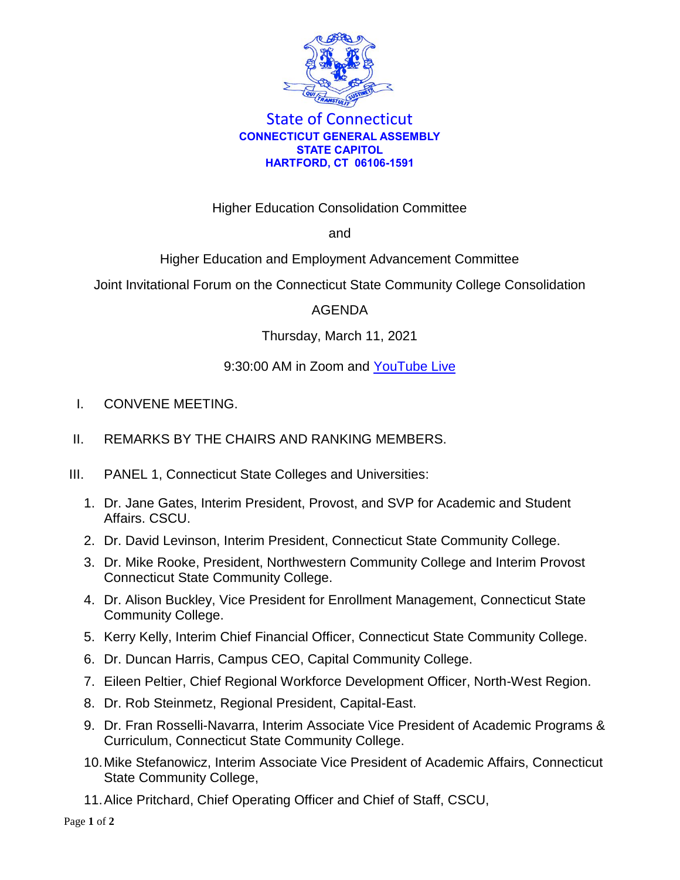State of Connecticut

**CONNECTICUT GENERAL ASSEMBLY**
**STATE CAPITOL**
**HARTFORD, CT 06106-1591**

Higher Education Consolidation Committee

and

Higher Education and Employment Advancement Committee

Joint Invitational Forum on the Connecticut State Community College Consolidation

AGENDA

Thursday, March 11, 2021

9:30:00 AM in Zoom and [YouTube Live]

I. CONVENE MEETING.

II. REMARKS BY THE CHAIRS AND RANKING MEMBERS.

III. PANEL 1, Connecticut State Colleges and Universities:

1. Dr. Jane Gates, Interim President, Provost, and SVP for Academic and Student Affairs. CSCU.
2. Dr. David Levinson, Interim President, Connecticut State Community College.
3. Dr. Mike Rooke, President, Northwestern Community College and Interim Provost Connecticut State Community College.
4. Dr. Alison Buckley, Vice President for Enrollment Management, Connecticut State Community College.
5. Kerry Kelly, Interim Chief Financial Officer, Connecticut State Community College.
6. Dr. Duncan Harris, Campus CEO, Capital Community College.
7. Eileen Peltier, Chief Regional Workforce Development Officer, North-West Region.
8. Dr. Rob Steinmetz, Regional President, Capital-East.
9. Dr. Fran Rosselli-Navarra, Interim Associate Vice President of Academic Programs & Curriculum, Connecticut State Community College.
10. Mike Stefanowicz, Interim Associate Vice President of Academic Affairs, Connecticut State Community College,
11. Alice Pritchard, Chief Operating Officer and Chief of Staff, CSCU,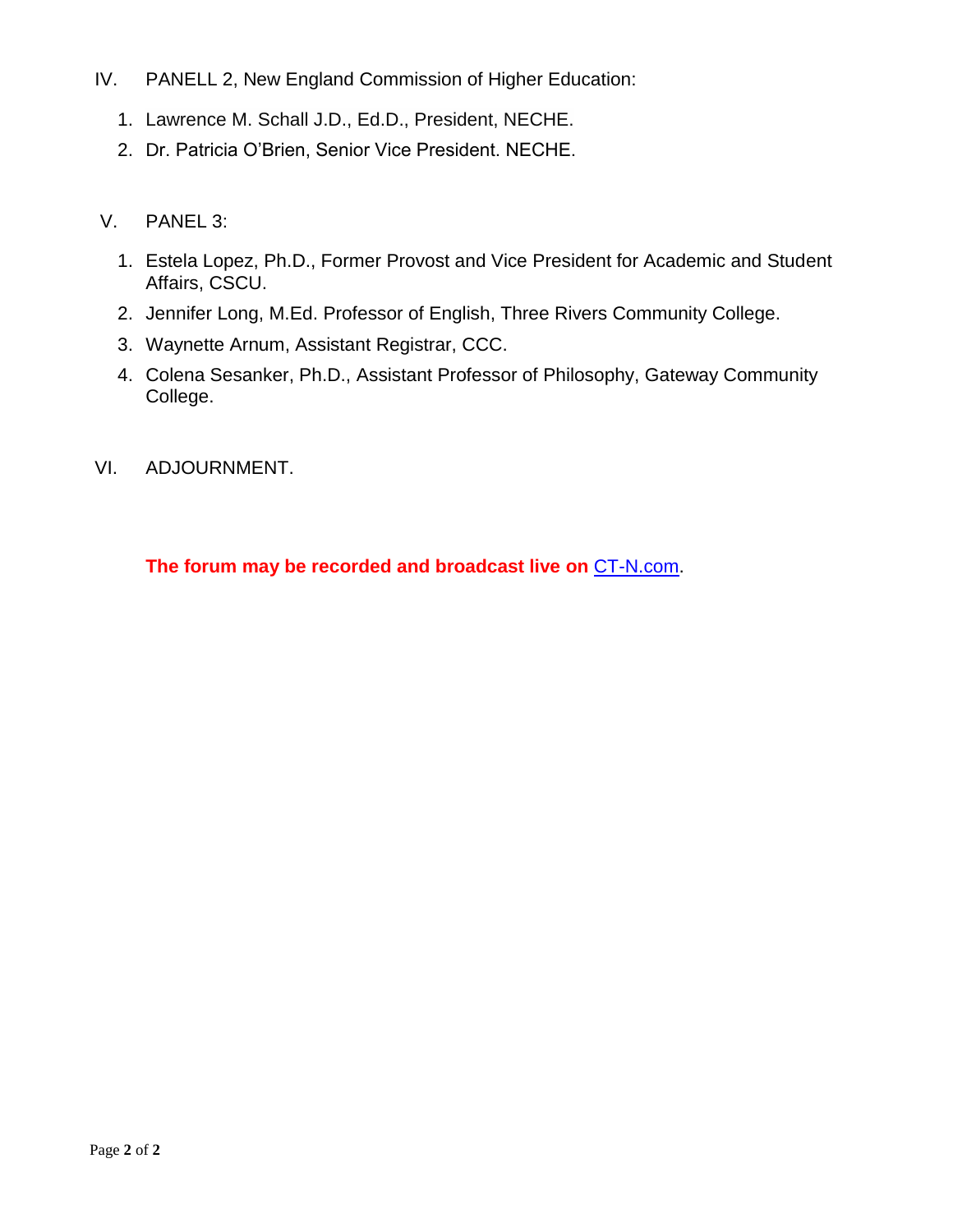IV. PANELL 2, New England Commission of Higher Education:

1. Lawrence M. Schall J.D., Ed.D., President, NECHE.
2. Dr. Patricia O'Brien, Senior Vice President. NECHE.

V. PANEL 3:

1. Estela Lopez, Ph.D., Former Provost and Vice President for Academic and Student Affairs, CSCU.
2. Jennifer Long, M.Ed. Professor of English, Three Rivers Community College.
3. Waynette Arnum, Assistant Registrar, CCC.
4. Colena Sesanker, Ph.D., Assistant Professor of Philosophy, Gateway Community College.

VI. ADJOURNMENT.

**The forum may be recorded and broadcast live on** CT-N.com.